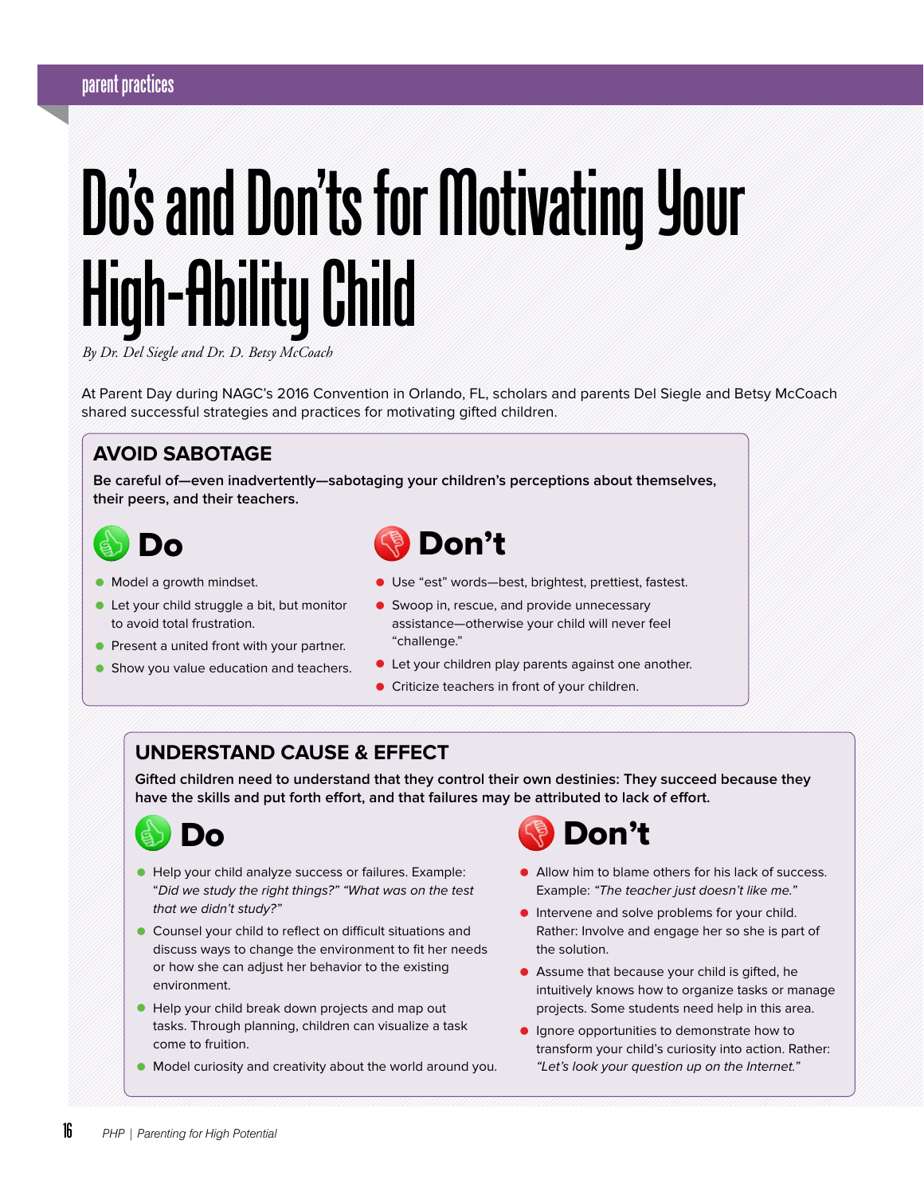# Do's and Don'ts for Motivating Your High-Ability Child

*By Dr. Del Siegle and Dr. D. Betsy McCoach*

At Parent Day during NAGC's 2016 Convention in Orlando, FL, scholars and parents Del Siegle and Betsy McCoach shared successful strategies and practices for motivating gifted children.

## AVOID SABOTAGE

**Be careful of—even inadvertently—sabotaging your children's perceptions about themselves, their peers, and their teachers.**

### Do

- Model a growth mindset.
- Let your child struggle a bit, but monitor to avoid total frustration.
- Present a united front with your partner.
- Show you value education and teachers.

### Don't

- Use "est" words—best, brightest, prettiest, fastest.
- Swoop in, rescue, and provide unnecessary assistance—otherwise your child will never feel "challenge."
- Let your children play parents against one another.
- Criticize teachers in front of your children.

## UNDERSTAND CAUSE & EFFECT

**Gifted children need to understand that they control their own destinies: They succeed because they have the skills and put forth effort, and that failures may be attributed to lack of effort.**

### Do

- Help your child analyze success or failures. Example: "*Did we study the right things?" "What was on the test that we didn't study?"*
- Counsel your child to reflect on difficult situations and discuss ways to change the environment to fit her needs or how she can adjust her behavior to the existing environment.
- Help your child break down projects and map out tasks. Through planning, children can visualize a task come to fruition.
- Model curiosity and creativity about the world around you.

### Don't

- Allow him to blame others for his lack of success. Example: *"The teacher just doesn't like me."*
- Intervene and solve problems for your child. Rather: Involve and engage her so she is part of the solution.
- Assume that because your child is gifted, he intuitively knows how to organize tasks or manage projects. Some students need help in this area.
- Ignore opportunities to demonstrate how to transform your child's curiosity into action. Rather: *"Let's look your question up on the Internet."*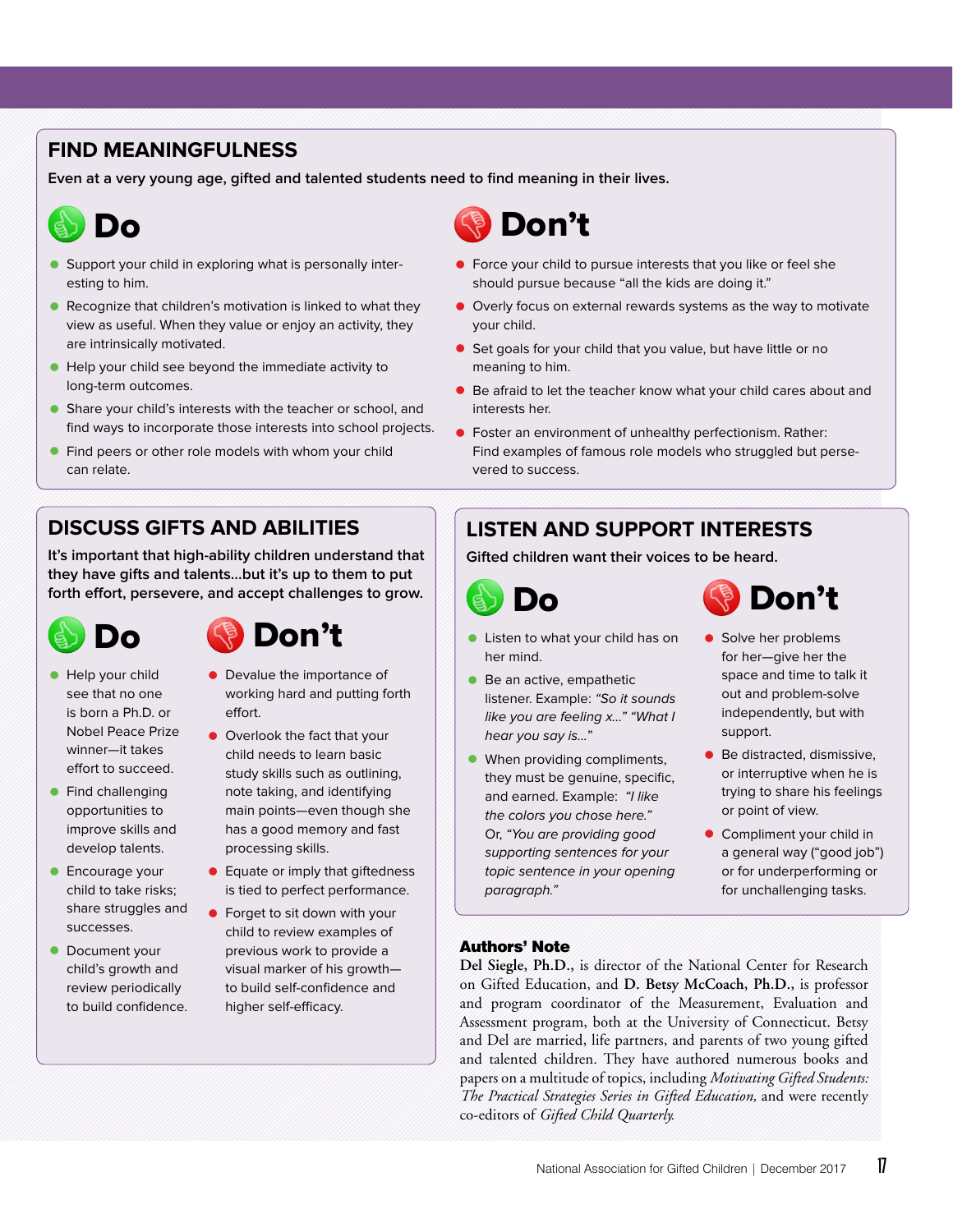## FIND MEANINGFULNESS

**Even at a very young age, gifted and talented students need to find meaning in their lives.**

### Do

- Support your child in exploring what is personally interesting to him.
- Recognize that children's motivation is linked to what they view as useful. When they value or enjoy an activity, they are intrinsically motivated.
- Help your child see beyond the immediate activity to long-term outcomes.
- Share your child's interests with the teacher or school, and find ways to incorporate those interests into school projects.
- Find peers or other role models with whom your child can relate.

### Don't

- Force your child to pursue interests that you like or feel she should pursue because "all the kids are doing it."
- Overly focus on external rewards systems as the way to motivate your child.
- Set goals for your child that you value, but have little or no meaning to him.
- Be afraid to let the teacher know what your child cares about and interests her.
- Foster an environment of unhealthy perfectionism. Rather: Find examples of famous role models who struggled but persevered to success.

## DISCUSS GIFTS AND ABILITIES

**It's important that high-ability children understand that they have gifts and talents...but it's up to them to put forth effort, persevere, and accept challenges to grow.**

### Do

- Help your child see that no one is born a Ph.D. or Nobel Peace Prize winner—it takes effort to succeed.
- Find challenging opportunities to improve skills and develop talents.
- Encourage your child to take risks; share struggles and successes.
- Document your child's growth and review periodically to build confidence.

### Don't

- Devalue the importance of working hard and putting forth effort.
- Overlook the fact that your child needs to learn basic study skills such as outlining, note taking, and identifying main points—even though she has a good memory and fast processing skills.
- Equate or imply that giftedness is tied to perfect performance.
- Forget to sit down with your child to review examples of previous work to provide a visual marker of his growth—to build self-confidence and higher self-efficacy.

## LISTEN AND SUPPORT INTERESTS

**Gifted children want their voices to be heard.**

### Do

- Listen to what your child has on her mind.
- Be an active, empathetic listener. Example: *"So it sounds like you are feeling x..." "What I hear you say is..."*
- When providing compliments, they must be genuine, specific, and earned. Example: *"I like the colors you chose here."* Or, *"You are providing good supporting sentences for your topic sentence in your opening paragraph."*

### Don't

- Solve her problems for her—give her the space and time to talk it out and problem-solve independently, but with support.
- Be distracted, dismissive, or interruptive when he is trying to share his feelings or point of view.
- Compliment your child in a general way ("good job") or for underperforming or for unchallenging tasks.

**Authors' Note**

**Del Siegle, Ph.D.,** is director of the National Center for Research on Gifted Education, and **D. Betsy McCoach, Ph.D.,** is professor and program coordinator of the Measurement, Evaluation and Assessment program, both at the University of Connecticut. Betsy and Del are married, life partners, and parents of two young gifted and talented children. They have authored numerous books and papers on a multitude of topics, including *Motivating Gifted Students: The Practical Strategies Series in Gifted Education,* and were recently co-editors of *Gifted Child Quarterly.*